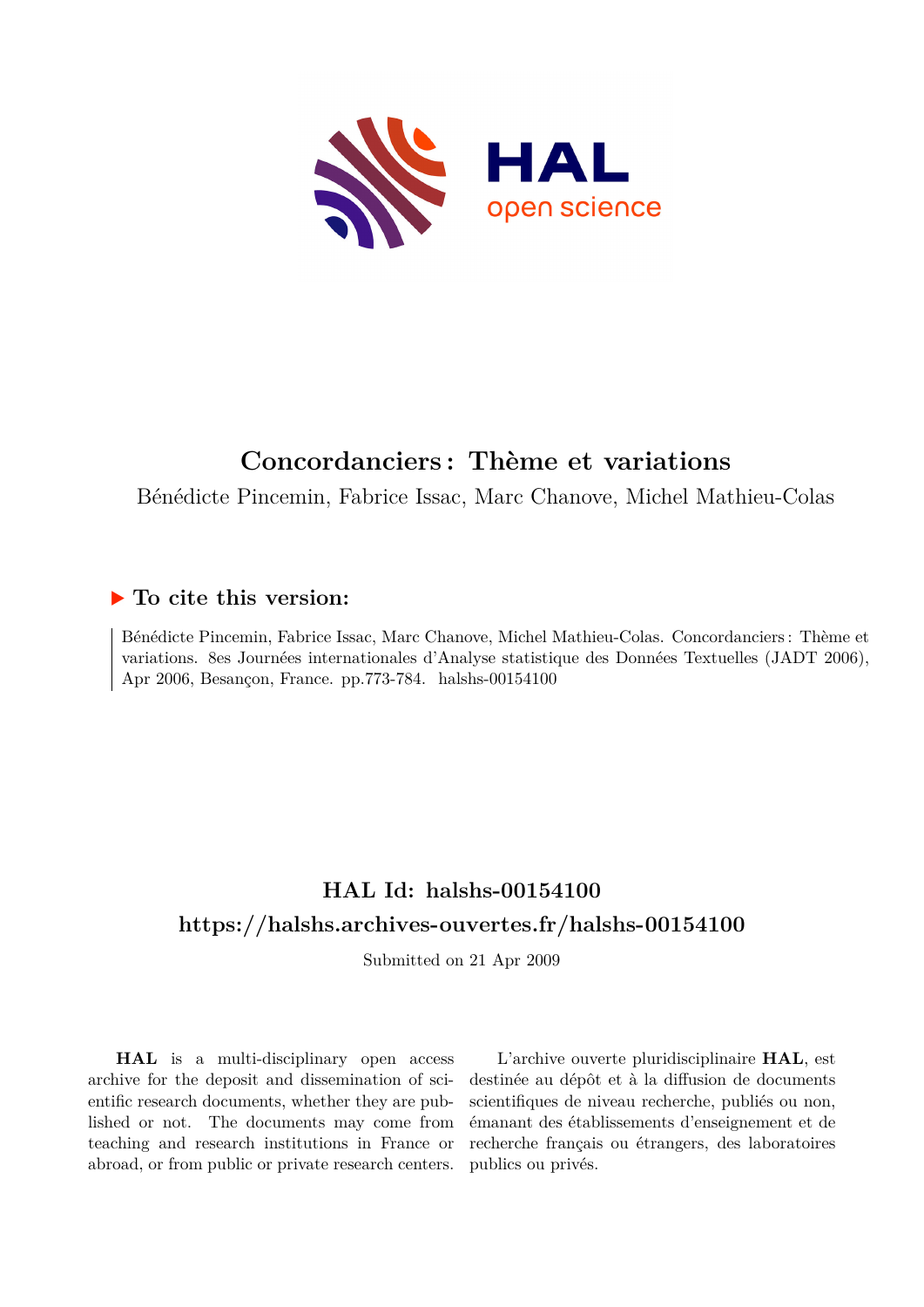# Concordanciers : Thème et variations

Bénédicte Pincemin, Fabrice Issac, Marc Chanove, Michel Mathieu-Colas

## ▶ To cite this version:

Bénédicte Pincemin, Fabrice Issac, Marc Chanove, Michel Mathieu-Colas. Concordanciers : Thème et variations. 8es Journées internationales d'Analyse statistique des Données Textuelles (JADT 2006), Apr 2006, Besançon, France. pp.773-784. halshs-00154100

## HAL Id: halshs-00154100
## https://halshs.archives-ouvertes.fr/halshs-00154100

Submitted on 21 Apr 2009

**HAL** is a multi-disciplinary open access archive for the deposit and dissemination of scientific research documents, whether they are published or not. The documents may come from teaching and research institutions in France or abroad, or from public or private research centers.

L'archive ouverte pluridisciplinaire **HAL**, est destinée au dépôt et à la diffusion de documents scientifiques de niveau recherche, publiés ou non, émanant des établissements d'enseignement et de recherche français ou étrangers, des laboratoires publics ou privés.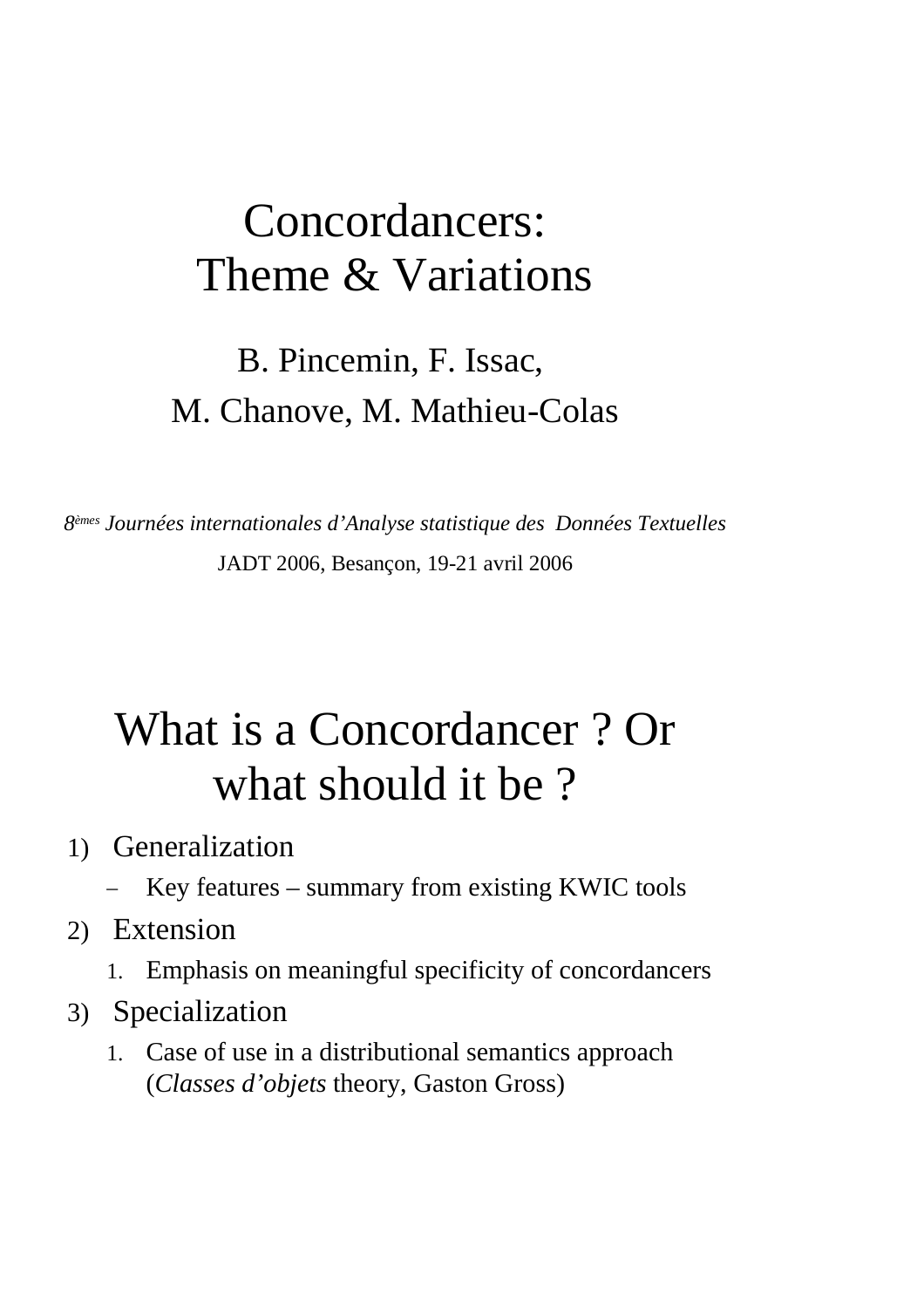# Concordancers: Theme & Variations

B. Pincemin, F. Issac,
M. Chanove, M. Mathieu-Colas

*8èmes Journées internationales d’Analyse statistique des Données Textuelles*

JADT 2006, Besançon, 19-21 avril 2006

# What is a Concordancer ? Or what should it be ?

1) Generalization
   - Key features – summary from existing KWIC tools
2) Extension
   1. Emphasis on meaningful specificity of concordancers
3) Specialization
   1. Case of use in a distributional semantics approach (*Classes d’objets* theory, Gaston Gross)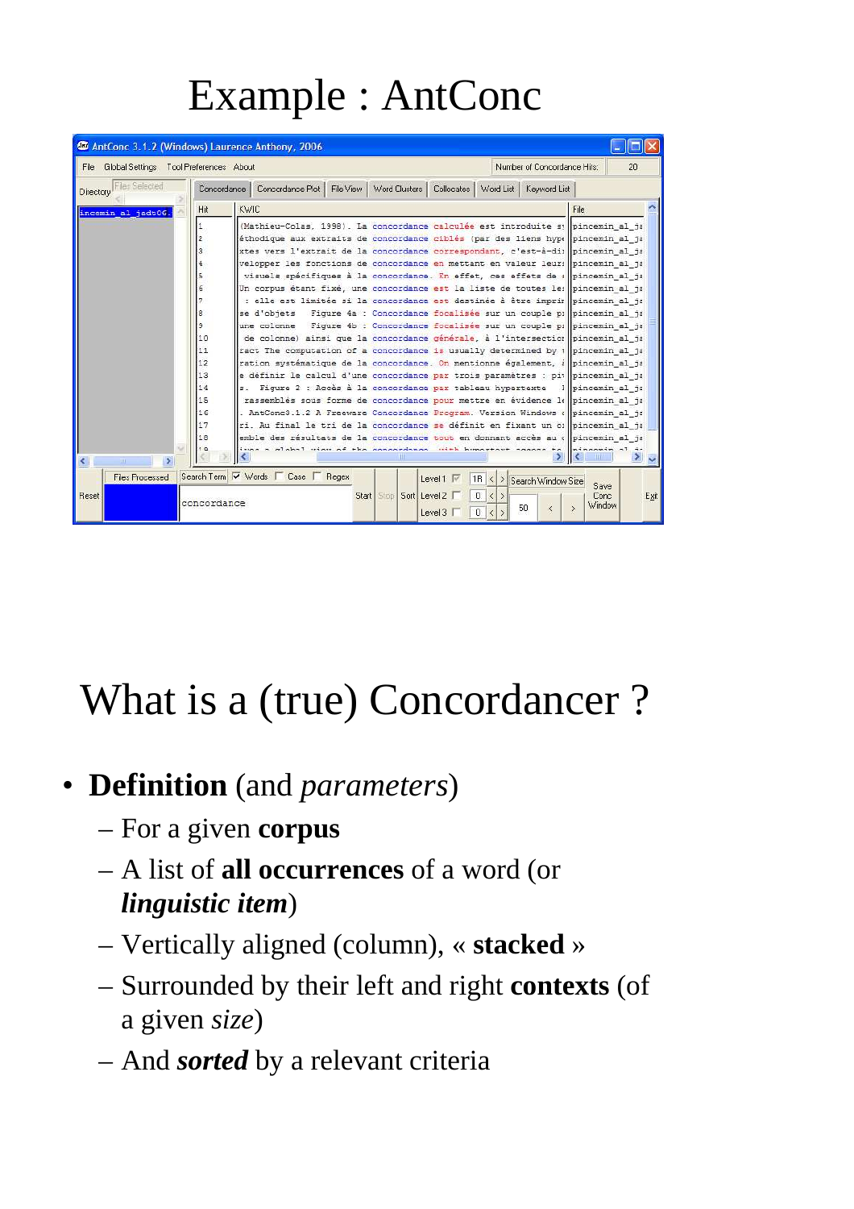# Example : AntConc

# What is a (true) Concordancer ?

- **Definition** (and *parameters*)
  - For a given **corpus**
  - A list of **all occurrences** of a word (or ***linguistic item***)
  - Vertically aligned (column), « **stacked** »
  - Surrounded by their left and right **contexts** (of a given *size*)
  - And ***sorted*** by a relevant criteria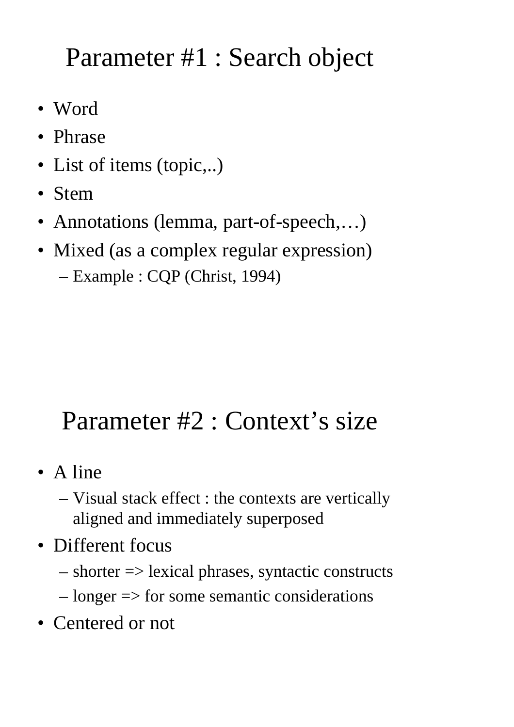# Parameter #1 : Search object

- Word
- Phrase
- List of items (topic,..)
- Stem
- Annotations (lemma, part-of-speech,…)
- Mixed (as a complex regular expression)
  - Example : CQP (Christ, 1994)

# Parameter #2 : Context’s size

- A line
  - Visual stack effect : the contexts are vertically aligned and immediately superposed
- Different focus
  - shorter => lexical phrases, syntactic constructs
  - longer => for some semantic considerations
- Centered or not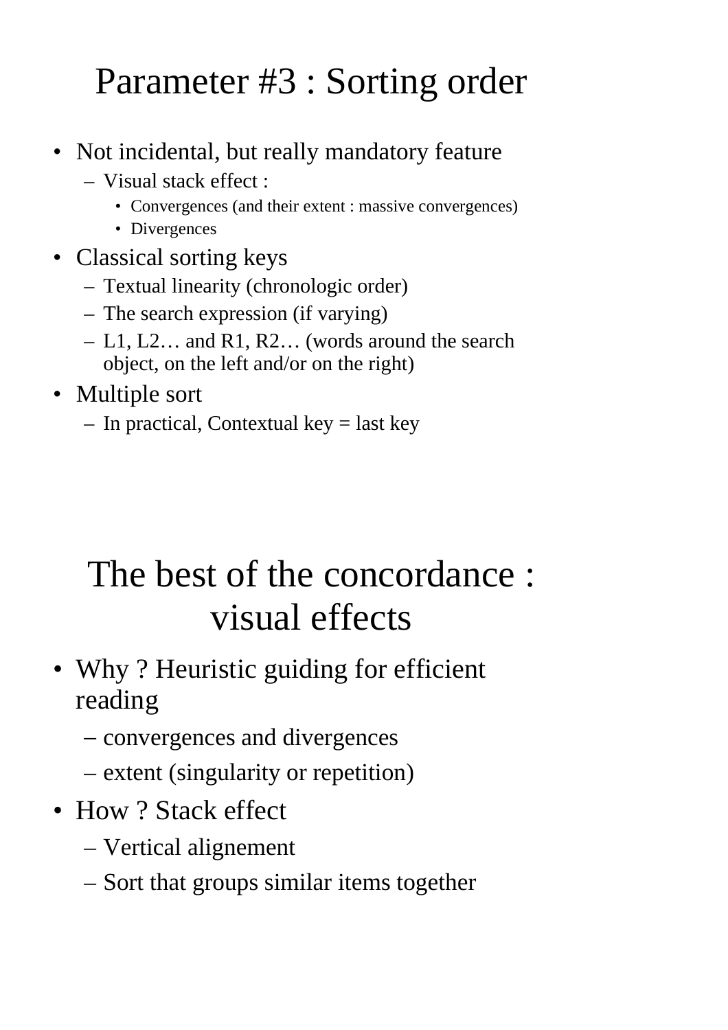# Parameter #3 : Sorting order

- Not incidental, but really mandatory feature
  - Visual stack effect :
    - Convergences (and their extent : massive convergences)
    - Divergences
- Classical sorting keys
  - Textual linearity (chronologic order)
  - The search expression (if varying)
  - L1, L2… and R1, R2… (words around the search object, on the left and/or on the right)
- Multiple sort
  - In practical, Contextual key = last key

# The best of the concordance : visual effects

- Why ? Heuristic guiding for efficient reading
  - convergences and divergences
  - extent (singularity or repetition)
- How ? Stack effect
  - Vertical alignement
  - Sort that groups similar items together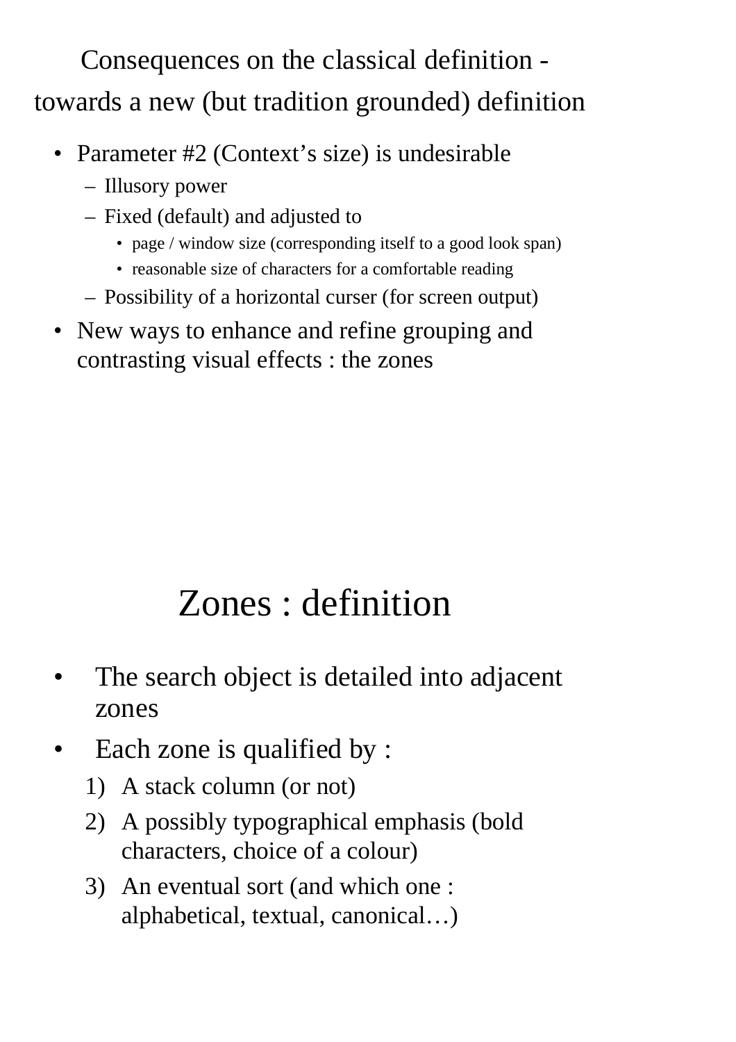## Consequences on the classical definition - towards a new (but tradition grounded) definition

- Parameter #2 (Context's size) is undesirable
  - Illusory power
  - Fixed (default) and adjusted to
    - page / window size (corresponding itself to a good look span)
    - reasonable size of characters for a comfortable reading
  - Possibility of a horizontal curser (for screen output)
- New ways to enhance and refine grouping and contrasting visual effects : the zones

## Zones : definition

- The search object is detailed into adjacent zones
- Each zone is qualified by :
  1) A stack column (or not)
  2) A possibly typographical emphasis (bold characters, choice of a colour)
  3) An eventual sort (and which one : alphabetical, textual, canonical…)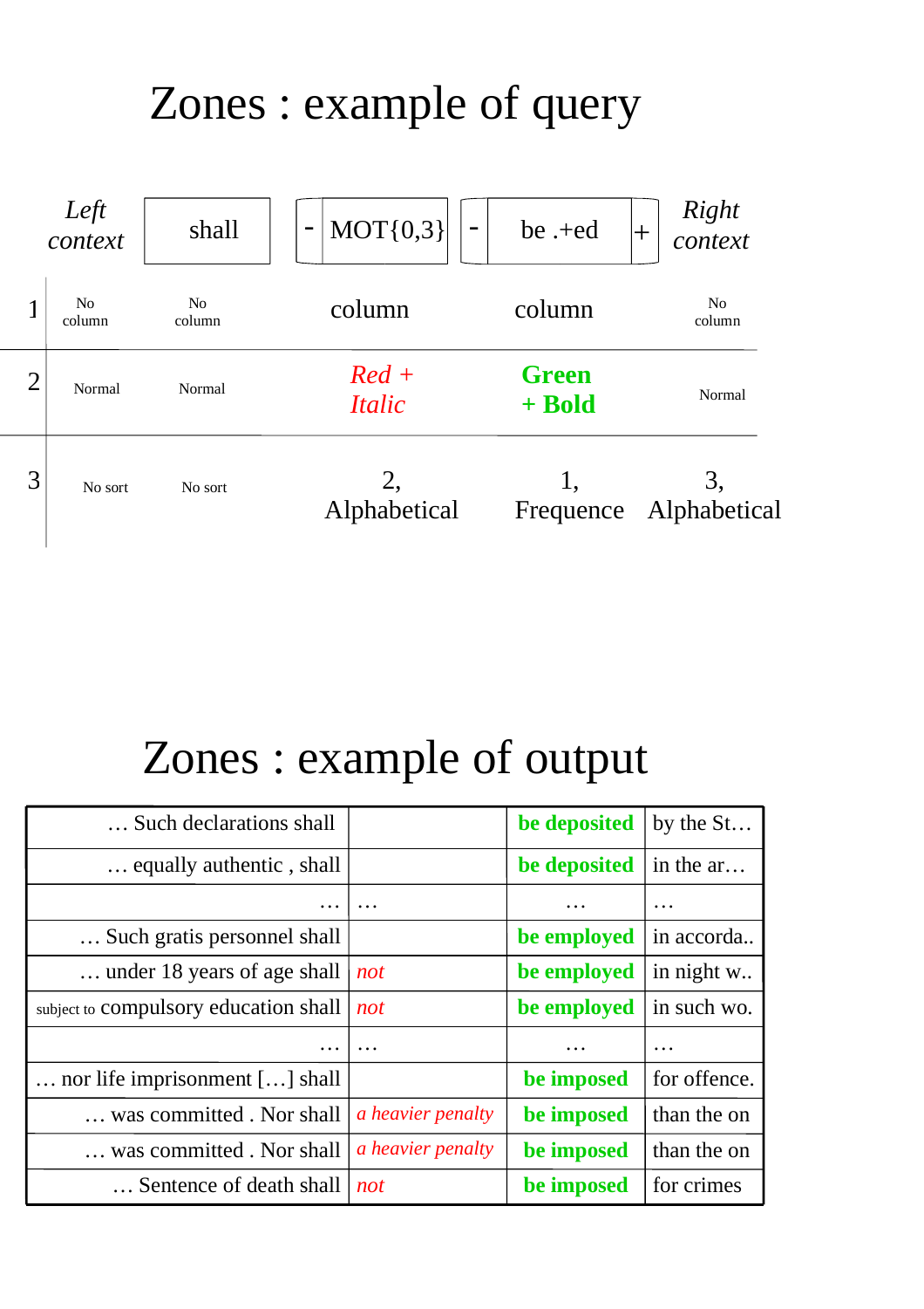# Zones : example of query

| | *Left context* | shall | - MOT{0,3} | - be .+ed + | *Right context* |
|---|---|---|---|---|---|
| 1 | No column | No column | column | column | No column |
| 2 | Normal | Normal | *Red + Italic* | **Green + Bold** | Normal |
| 3 | No sort | No sort | 2, Alphabetical | 1, Frequence | 3, Alphabetical |

# Zones : example of output

| | | | |
|---|---|---|---|
| … Such declarations shall | | **be deposited** | by the St… |
| … equally authentic , shall | | **be deposited** | in the ar… |
| … | … | … | … |
| … Such gratis personnel shall | | **be employed** | in accorda.. |
| … under 18 years of age shall | *not* | **be employed** | in night w.. |
| subject to compulsory education shall | *not* | **be employed** | in such wo. |
| … | … | … | … |
| … nor life imprisonment […] shall | | **be imposed** | for offence. |
| … was committed . Nor shall | *a heavier penalty* | **be imposed** | than the on |
| … was committed . Nor shall | *a heavier penalty* | **be imposed** | than the on |
| … Sentence of death shall | *not* | **be imposed** | for crimes |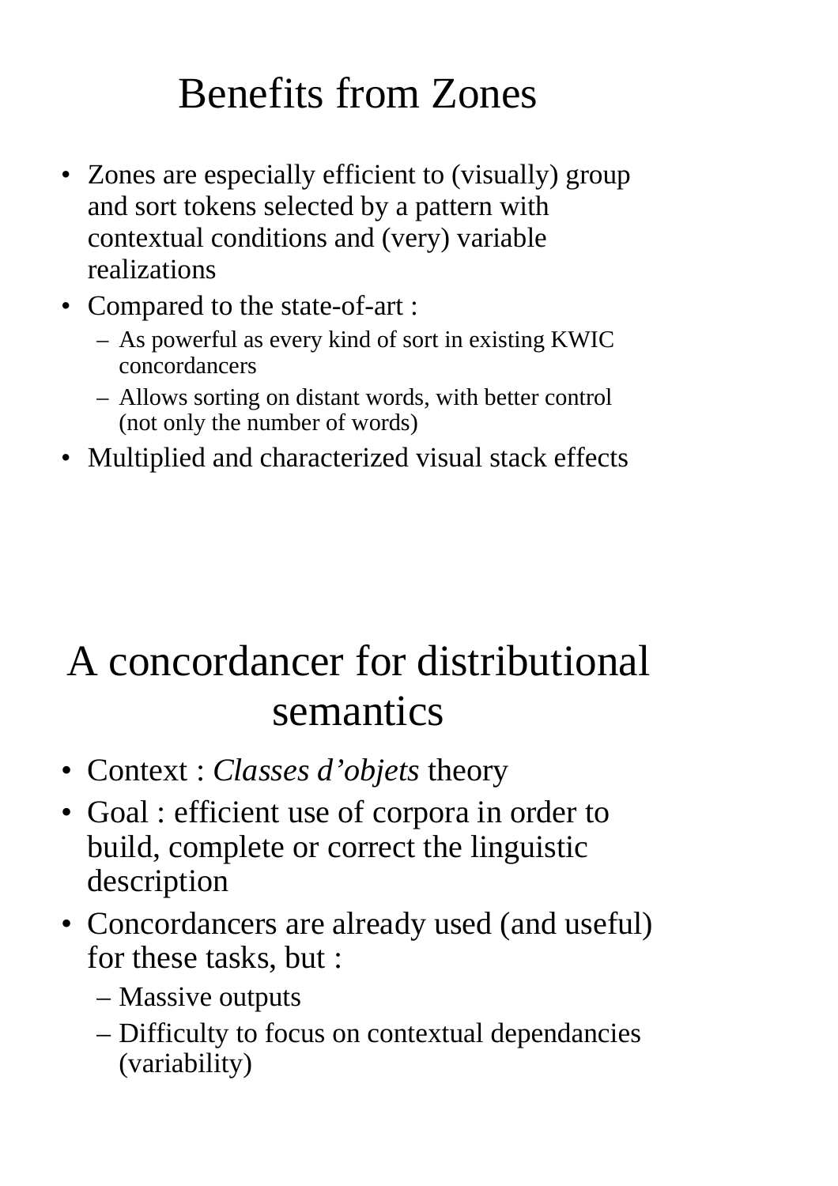# Benefits from Zones

- Zones are especially efficient to (visually) group and sort tokens selected by a pattern with contextual conditions and (very) variable realizations
- Compared to the state-of-art :
  - As powerful as every kind of sort in existing KWIC concordancers
  - Allows sorting on distant words, with better control (not only the number of words)
- Multiplied and characterized visual stack effects

# A concordancer for distributional semantics

- Context : *Classes d'objets* theory
- Goal : efficient use of corpora in order to build, complete or correct the linguistic description
- Concordancers are already used (and useful) for these tasks, but :
  - Massive outputs
  - Difficulty to focus on contextual dependancies (variability)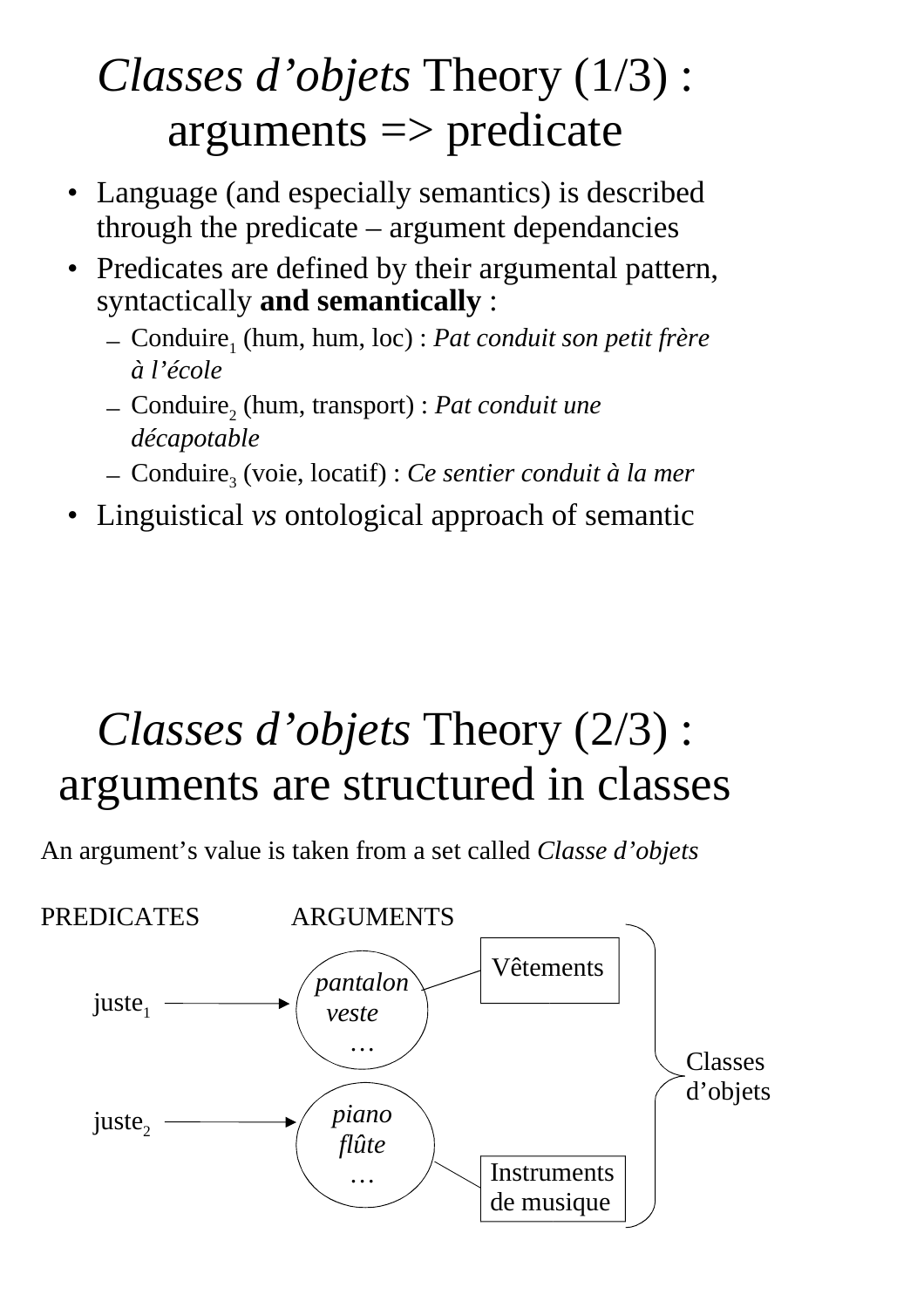# *Classes d'objets* Theory (1/3) : arguments => predicate

- Language (and especially semantics) is described through the predicate – argument dependancies
- Predicates are defined by their argumental pattern, syntactically **and semantically** :
  - $\text{Conduire}_1$ (hum, hum, loc) : *Pat conduit son petit frère à l'école*
  - $\text{Conduire}_2$ (hum, transport) : *Pat conduit une décapotable*
  - $\text{Conduire}_3$ (voie, locatif) : *Ce sentier conduit à la mer*
- Linguistical *vs* ontological approach of semantic

# *Classes d'objets* Theory (2/3) : arguments are structured in classes

An argument's value is taken from a set called *Classe d'objets*

PREDICATES ARGUMENTS

$\text{juste}_1$ → { *pantalon*, *veste*, … } — Vêtements

$\text{juste}_2$ → { *piano*, *flûte*, … } — Instruments de musique

Vêtements, Instruments de musique: Classes d'objets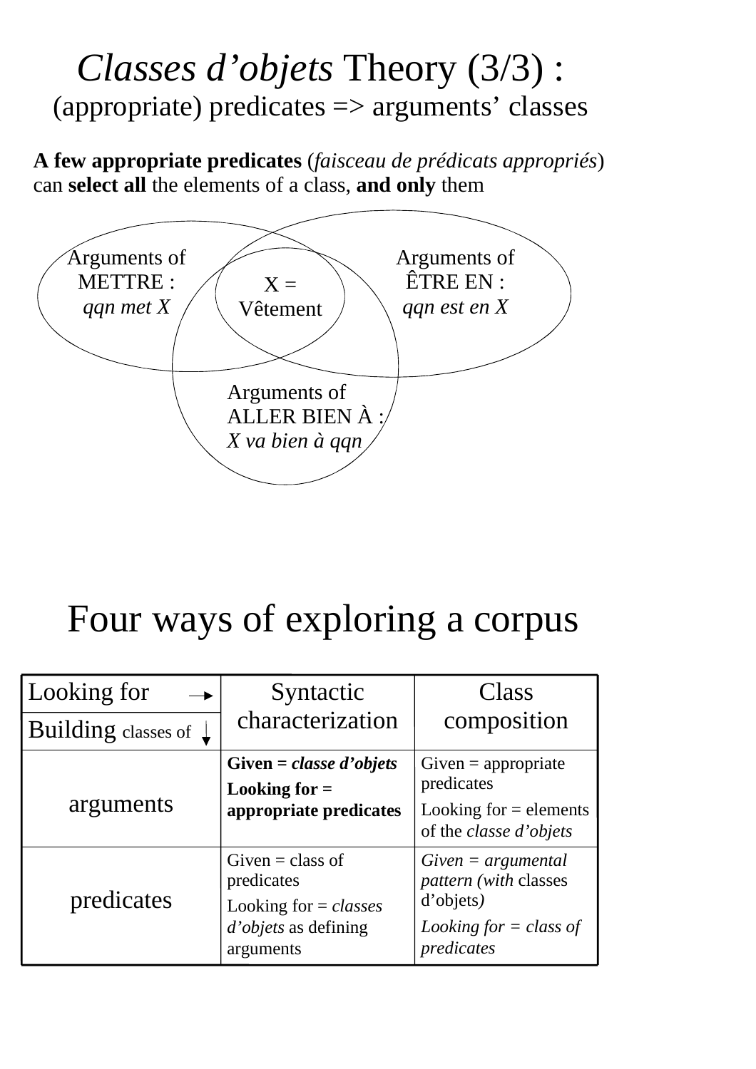# *Classes d'objets* Theory (3/3) : (appropriate) predicates => arguments' classes

**A few appropriate predicates** (*faisceau de prédicats appropriés*) can **select all** the elements of a class, **and only** them

Arguments of METTRE : *qqn met X*

Arguments of ÊTRE EN : *qqn est en X*

X = Vêtement

Arguments of ALLER BIEN À : *X va bien à qqn*

# Four ways of exploring a corpus

| Looking for → / Building classes of ↓ | Syntactic characterization | Class composition |
|---|---|---|
| arguments | **Given =** ***classe d'objets*** **Looking for = appropriate predicates** | Given = appropriate predicates Looking for = elements of the *classe d'objets* |
| predicates | Given = class of predicates Looking for = *classes d'objets* as defining arguments | *Given = argumental pattern (with* classes d'objets*)* *Looking for = class of predicates* |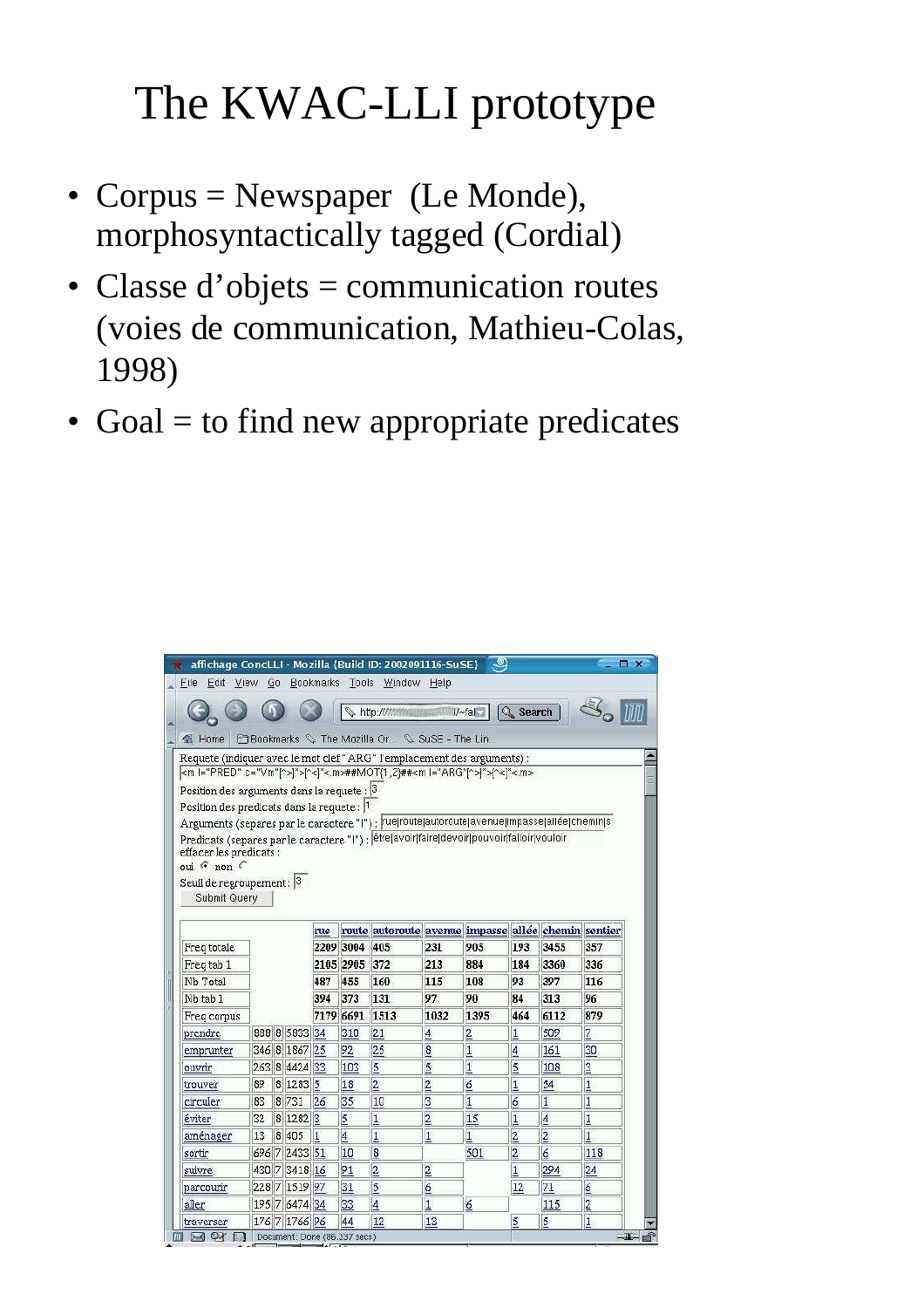# The KWAC-LLI prototype

- Corpus = Newspaper (Le Monde), morphosyntactically tagged (Cordial)
- Classe d'objets = communication routes (voies de communication, Mathieu-Colas, 1998)
- Goal = to find new appropriate predicates

affichage ConcLLI - Mozilla {Build ID: 2002091116-SuSE}

Requete (indiquer avec le mot clef "ARG" l'emplacement des arguments) :

```
<m l="PRED" c="Vm"[^>]*>[^<]*<.m>##MOT{1,2}##<m l="ARG"[^>]*>[^<]*<.m>
```

Position des arguments dans la requete : 3

Position des predicats dans la requete : 1

Arguments (separes par le caractere "|") : rue|route|autoroute|avenue|impasse|allée|chemin|s

Predicats (separes par le caractere "|") : être|avoir|faire|devoir|pouvoir|falloir|vouloir

effacer les predicats :

oui ◉ non ○

Seuil de regroupement : 3

Submit Query

| | | | | rue | route | autoroute | avenue | impasse | allée | chemin | sentier |
|---|---|---|---|---|---|---|---|---|---|---|---|
| Freq totale | | | | 2209 | 3004 | 405 | 231 | 905 | 193 | 3455 | 357 |
| Freq tab 1 | | | | 2105 | 2905 | 372 | 213 | 884 | 184 | 3360 | 336 |
| Nb Total | | | | 487 | 455 | 160 | 115 | 108 | 93 | 397 | 116 |
| Nb tab 1 | | | | 394 | 373 | 131 | 97 | 90 | 84 | 313 | 96 |
| Freq corpus | | | | 7179 | 6691 | 1513 | 1032 | 1395 | 464 | 6112 | 879 |
| prendre | 888 | 8 | 5833 | 34 | 310 | 21 | 4 | 2 | 1 | 509 | 7 |
| emprunter | 346 | 8 | 1867 | 25 | 92 | 25 | 8 | 1 | 4 | 161 | 30 |
| ouvrir | 263 | 8 | 4424 | 33 | 103 | 5 | 5 | 1 | 5 | 108 | 3 |
| trouver | 89 | 8 | 1283 | 5 | 18 | 2 | 2 | 6 | 1 | 54 | 1 |
| circuler | 83 | 8 | 731 | 26 | 35 | 10 | 3 | 1 | 6 | 1 | 1 |
| éviter | 32 | 8 | 1282 | 3 | 5 | 1 | 2 | 15 | 1 | 4 | 1 |
| aménager | 13 | 8 | 405 | 1 | 4 | 1 | 1 | 1 | 2 | 2 | 1 |
| sortir | 696 | 7 | 2433 | 51 | 10 | 8 | | 501 | 2 | 6 | 118 |
| suivre | 430 | 7 | 3418 | 16 | 91 | 2 | 2 | | 1 | 294 | 24 |
| parcourir | 228 | 7 | 1519 | 97 | 31 | 5 | 6 | | 12 | 71 | 6 |
| aller | 195 | 7 | 6474 | 34 | 33 | 4 | 1 | 6 | | 115 | 2 |
| traverser | 176 | 7 | 1766 | 96 | 44 | 12 | 13 | | 5 | 5 | 1 |

Document: Done (86.337 secs)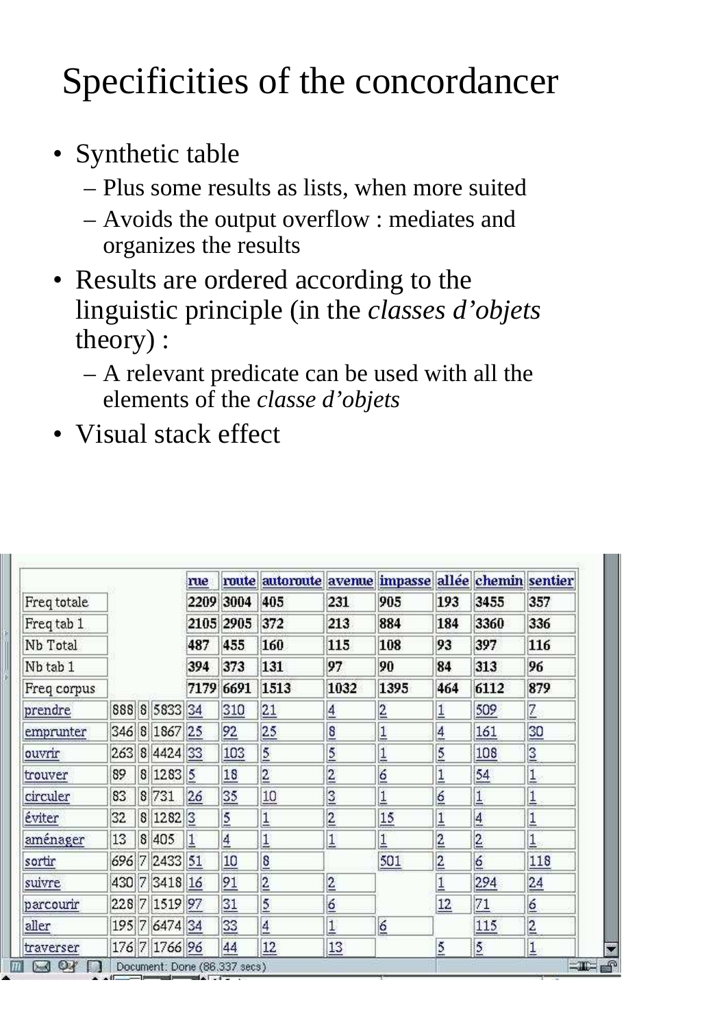# Specificities of the concordancer

- Synthetic table
  - Plus some results as lists, when more suited
  - Avoids the output overflow : mediates and organizes the results
- Results are ordered according to the linguistic principle (in the *classes d'objets* theory) :
  - A relevant predicate can be used with all the elements of the *classe d'objets*
- Visual stack effect

| | | | | rue | route | autoroute | avenue | impasse | allée | chemin | sentier |
|---|---|---|---|---|---|---|---|---|---|---|---|
| Freq totale | | | | 2209 | 3004 | 405 | 231 | 905 | 193 | 3455 | 357 |
| Freq tab 1 | | | | 2105 | 2905 | 372 | 213 | 884 | 184 | 3360 | 336 |
| Nb Total | | | | 487 | 455 | 160 | 115 | 108 | 93 | 397 | 116 |
| Nb tab 1 | | | | 394 | 373 | 131 | 97 | 90 | 84 | 313 | 96 |
| Freq corpus | | | | 7179 | 6691 | 1513 | 1032 | 1395 | 464 | 6112 | 879 |
| prendre | 888 | 8 | 5833 | 34 | 310 | 21 | 4 | 2 | 1 | 509 | 7 |
| emprunter | 346 | 8 | 1867 | 25 | 92 | 25 | 8 | 1 | 4 | 161 | 30 |
| ouvrir | 263 | 8 | 4424 | 33 | 103 | 5 | 5 | 1 | 5 | 108 | 3 |
| trouver | 89 | 8 | 1283 | 5 | 18 | 2 | 2 | 6 | 1 | 54 | 1 |
| circuler | 83 | 8 | 731 | 26 | 35 | 10 | 3 | 1 | 6 | 1 | 1 |
| éviter | 32 | 8 | 1282 | 3 | 5 | 1 | 2 | 15 | 1 | 4 | 1 |
| aménager | 13 | 8 | 405 | 1 | 4 | 1 | 1 | 1 | 2 | 2 | 1 |
| sortir | 696 | 7 | 2433 | 51 | 10 | 8 | | 501 | 2 | 6 | 118 |
| suivre | 430 | 7 | 3418 | 16 | 91 | 2 | 2 | | 1 | 294 | 24 |
| parcourir | 228 | 7 | 1519 | 97 | 31 | 5 | 6 | | 12 | 71 | 6 |
| aller | 195 | 7 | 6474 | 34 | 33 | 4 | 1 | 6 | | 115 | 2 |
| traverser | 176 | 7 | 1766 | 96 | 44 | 12 | 13 | | 5 | 5 | 1 |

Document: Done (86.337 secs)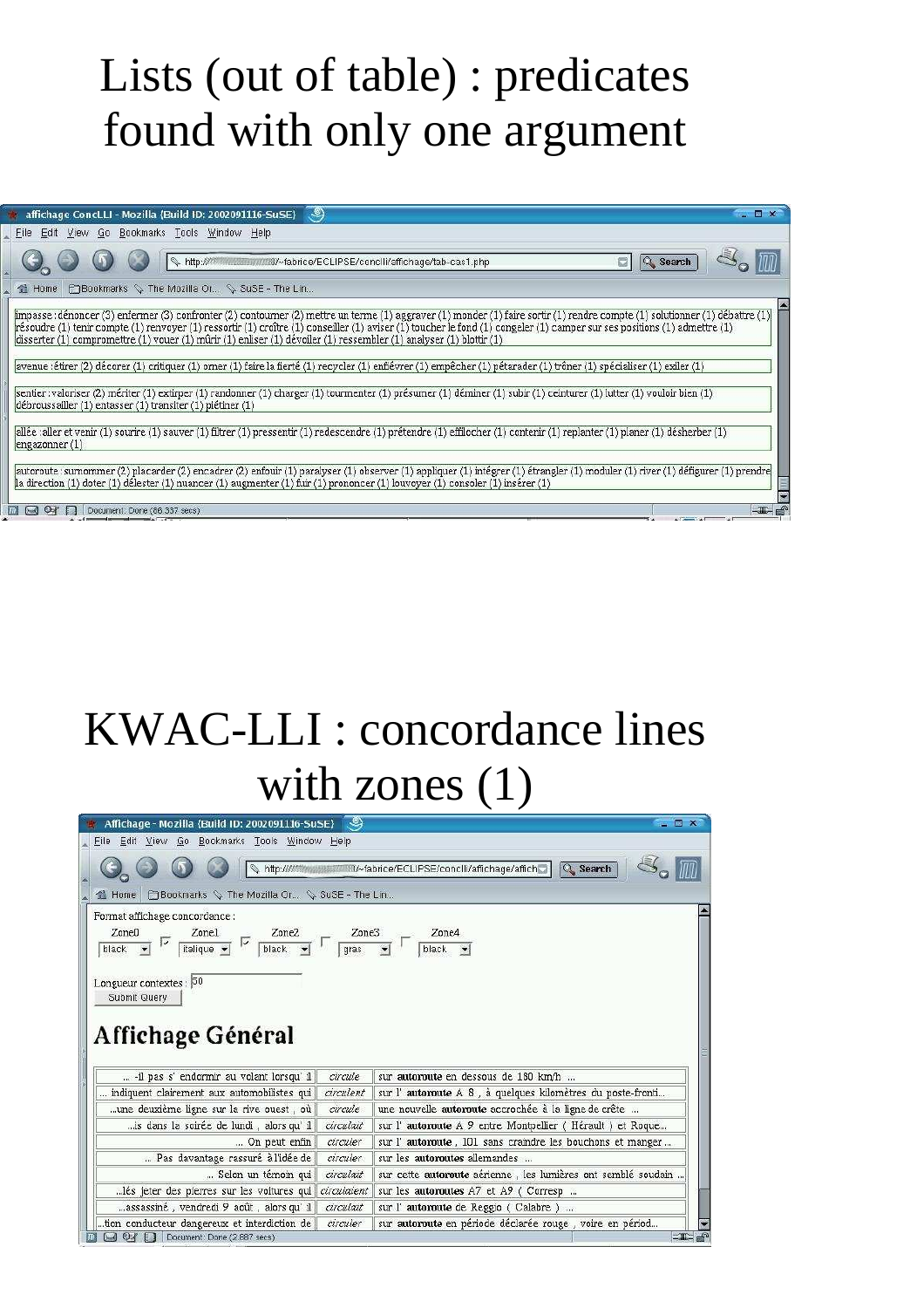# Lists (out of table) : predicates found with only one argument

affichage ConcLLI - Mozilla {Build ID: 2002091116-SuSE}

impasse : dénoncer (3) enfermer (3) confronter (2) contourner (2) mettre un terme (1) aggraver (1) monder (1) faire sortir (1) rendre compte (1) solutionner (1) débattre (1) résoudre (1) tenir compte (1) renvoyer (1) ressortir (1) croître (1) conseiller (1) aviser (1) toucher le fond (1) congeler (1) camper sur ses positions (1) admettre (1) disserter (1) compromettre (1) vouer (1) mûrir (1) enliser (1) dévoiler (1) ressembler (1) analyser (1) blottir (1)

avenue : étirer (2) décorer (1) critiquer (1) orner (1) faire la fierté (1) recycler (1) enfiévrer (1) empêcher (1) pétarader (1) trôner (1) spécialiser (1) exiler (1)

sentier : valoriser (2) mériter (1) extirper (1) randonner (1) charger (1) tourmenter (1) présumer (1) déminer (1) subir (1) ceinturer (1) lutter (1) vouloir bien (1) débroussailler (1) entasser (1) transiter (1) piétiner (1)

allée : aller et venir (1) sourire (1) sauver (1) filtrer (1) pressentir (1) redescendre (1) prétendre (1) effilocher (1) contenir (1) replanter (1) planer (1) désherber (1) engazonner (1)

autoroute : surnommer (2) placarder (2) encadrer (2) enfouir (1) paralyser (1) observer (1) appliquer (1) intégrer (1) étrangler (1) moduler (1) river (1) défigurer (1) prendre la direction (1) doter (1) délester (1) nuancer (1) augmenter (1) fuir (1) prononcer (1) louvoyer (1) consoler (1) insérer (1)

# KWAC-LLI : concordance lines with zones (1)

Affichage - Mozilla {Build ID: 2002091116-SuSE}

Format affichage concordance :

| Zone0 | Zone1 | Zone2 | Zone3 | Zone4 |
|---|---|---|---|---|
| black | italique | black | gras | black |

Longueur contextes : 50

Submit Query

## Affichage Général

| | | |
|---|---|---|
| ... -il pas s' endormir au volant lorsqu' il | *circule* | sur **autoroute** en dessous de 180 km/h ... |
| ... indiquent clairement aux automobilistes qui | *circulent* | sur l' **autoroute** A 8 , à quelques kilomètres du poste-fronti... |
| ...une deuxième ligne sur la rive ouest , où | *circule* | une nouvelle **autoroute** accrochée à la ligne de crête ... |
| ...is dans la soirée de lundi , alors qu' il | *circulait* | sur l' **autoroute** A 9 entre Montpellier ( Hérault ) et Roque... |
| ... On peut enfin | *circuler* | sur l' **autoroute** , 101 sans craindre les bouchons et manger ... |
| ... Pas davantage rassuré à l'idée de | *circuler* | sur les **autoroutes** allemandes ... |
| ... Selon un témoin qui | *circulait* | sur cette **autoroute** aérienne , les lumières ont semblé soudain ... |
| ...lés jeter des pierres sur les voitures qui | *circulaient* | sur les **autoroutes** A7 et A9 ( Corresp ... |
| ...assassiné , vendredi 9 août , alors qu' il | *circulait* | sur l' **autoroute** de Reggio ( Calabre ) ... |
| ...tion conducteur dangereux et interdiction de | *circuler* | sur **autoroute** en période déclarée rouge , voire en périod... |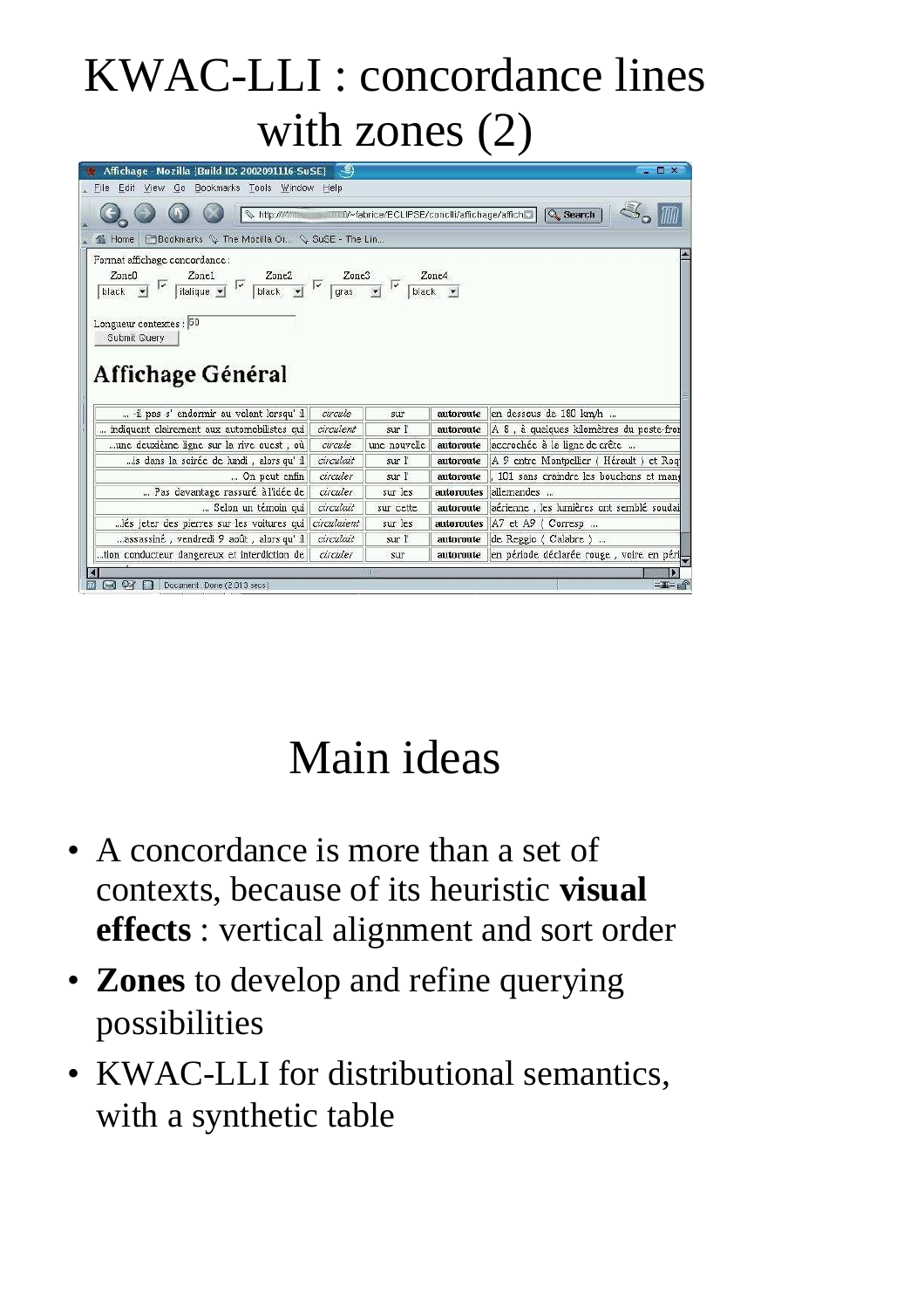# KWAC-LLI : concordance lines with zones (2)

Affichage - Mozilla {Build ID: 2002091116-SuSE}

File Edit View Go Bookmarks Tools Window Help

Format affichage concordance :

Zone0 Zone1 Zone2 Zone3 Zone4

black italique black gras black

Longueur contextes : 50

Submit Query

## Affichage Général

| | | | | |
|---|---|---|---|---|
| ... -il pas s' endormir au volant lorsqu' il | *circule* | sur | **autoroute** | en dessous de 180 km/h ... |
| ... indiquent clairement aux automobilistes qui | *circulent* | sur l' | **autoroute** | A 8 , à quelques kilomètres du poste-fron |
| ...une deuxième ligne sur la rive ouest , où | *circule* | une nouvelle | **autoroute** | accrochée à la ligne de crête ... |
| ...is dans la soirée de lundi , alors qu' il | *circulait* | sur l' | **autoroute** | A 9 entre Montpellier ( Hérault ) et Roq |
| ... On peut enfin | *circuler* | sur l' | **autoroute** | , 101 sans craindre les bouchons et man |
| ... Pas davantage rassuré à l'idée de | *circuler* | sur les | **autoroutes** | allemandes ... |
| ... Selon un témoin qui | *circulait* | sur cette | **autoroute** | aérienne , les lumières ont semblé soudai |
| ...lés jeter des pierres sur les voitures qui | *circulaient* | sur les | **autoroutes** | A7 et A9 ( Corresp ... |
| ...assassiné , vendredi 9 août , alors qu' il | *circulait* | sur l' | **autoroute** | de Reggio ( Calabre ) ... |
| ...tion conducteur dangereux et interdiction de | *circuler* | sur | **autoroute** | en période déclarée rouge , voire en péri |

Document: Done (2.013 secs)

# Main ideas

- A concordance is more than a set of contexts, because of its heuristic **visual effects** : vertical alignment and sort order
- **Zones** to develop and refine querying possibilities
- KWAC-LLI for distributional semantics, with a synthetic table